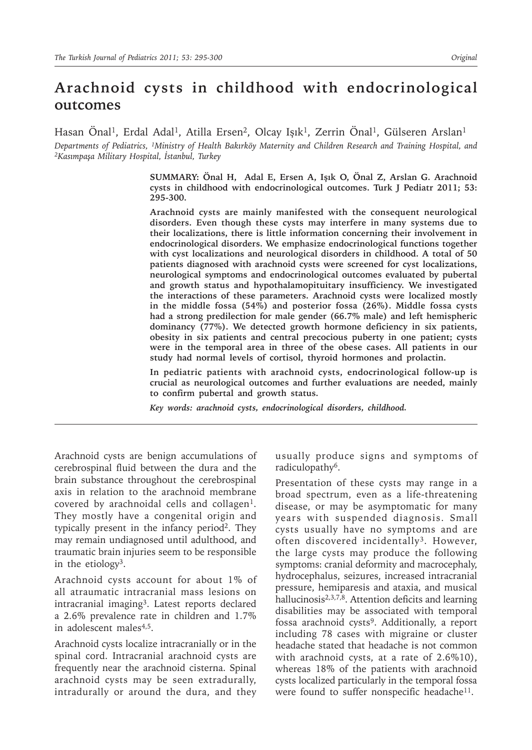# Arachnoid cysts in childhood with endocrinological outcomes

Hasan Önal[1], Erdal Adal[1], Atilla Ersen[2], Olcay Işık[1], Zerrin Önal[1], Gülseren Arslan[1]

*Departments of Pediatrics, [1]Ministry of Health Bakırköy Maternity and Children Research and Training Hospital, and [2]Kasımpaşa Military Hospital, İstanbul, Turkey*

**SUMMARY: Önal H, Adal E, Ersen A, Işık O, Önal Z, Arslan G. Arachnoid cysts in childhood with endocrinological outcomes. Turk J Pediatr 2011; 53: 295-300.**

**Arachnoid cysts are mainly manifested with the consequent neurological disorders. Even though these cysts may interfere in many systems due to their localizations, there is little information concerning their involvement in endocrinological disorders. We emphasize endocrinological functions together with cyst localizations and neurological disorders in childhood. A total of 50 patients diagnosed with arachnoid cysts were screened for cyst localizations, neurological symptoms and endocrinological outcomes evaluated by pubertal and growth status and hypothalamopituitary insufficiency. We investigated the interactions of these parameters. Arachnoid cysts were localized mostly in the middle fossa (54%) and posterior fossa (26%). Middle fossa cysts had a strong predilection for male gender (66.7% male) and left hemispheric dominancy (77%). We detected growth hormone deficiency in six patients, obesity in six patients and central precocious puberty in one patient; cysts were in the temporal area in three of the obese cases. All patients in our study had normal levels of cortisol, thyroid hormones and prolactin.**

**In pediatric patients with arachnoid cysts, endocrinological follow-up is crucial as neurological outcomes and further evaluations are needed, mainly to confirm pubertal and growth status.**

***Key words: arachnoid cysts, endocrinological disorders, childhood.***

---

Arachnoid cysts are benign accumulations of cerebrospinal fluid between the dura and the brain substance throughout the cerebrospinal axis in relation to the arachnoid membrane covered by arachnoidal cells and collagen[1]. They mostly have a congenital origin and typically present in the infancy period[2]. They may remain undiagnosed until adulthood, and traumatic brain injuries seem to be responsible in the etiology[3].

Arachnoid cysts account for about 1% of all atraumatic intracranial mass lesions on intracranial imaging[3]. Latest reports declared a 2.6% prevalence rate in children and 1.7% in adolescent males[4,5].

Arachnoid cysts localize intracranially or in the spinal cord. Intracranial arachnoid cysts are frequently near the arachnoid cisterna. Spinal arachnoid cysts may be seen extradurally, intradurally or around the dura, and they usually produce signs and symptoms of radiculopathy[6].

Presentation of these cysts may range in a broad spectrum, even as a life-threatening disease, or may be asymptomatic for many years with suspended diagnosis. Small cysts usually have no symptoms and are often discovered incidentally[3]. However, the large cysts may produce the following symptoms: cranial deformity and macrocephaly, hydrocephalus, seizures, increased intracranial pressure, hemiparesis and ataxia, and musical hallucinosis[2,3,7,8]. Attention deficits and learning disabilities may be associated with temporal fossa arachnoid cysts[9]. Additionally, a report including 78 cases with migraine or cluster headache stated that headache is not common with arachnoid cysts, at a rate of 2.6%[10]), whereas 18% of the patients with arachnoid cysts localized particularly in the temporal fossa were found to suffer nonspecific headache[11].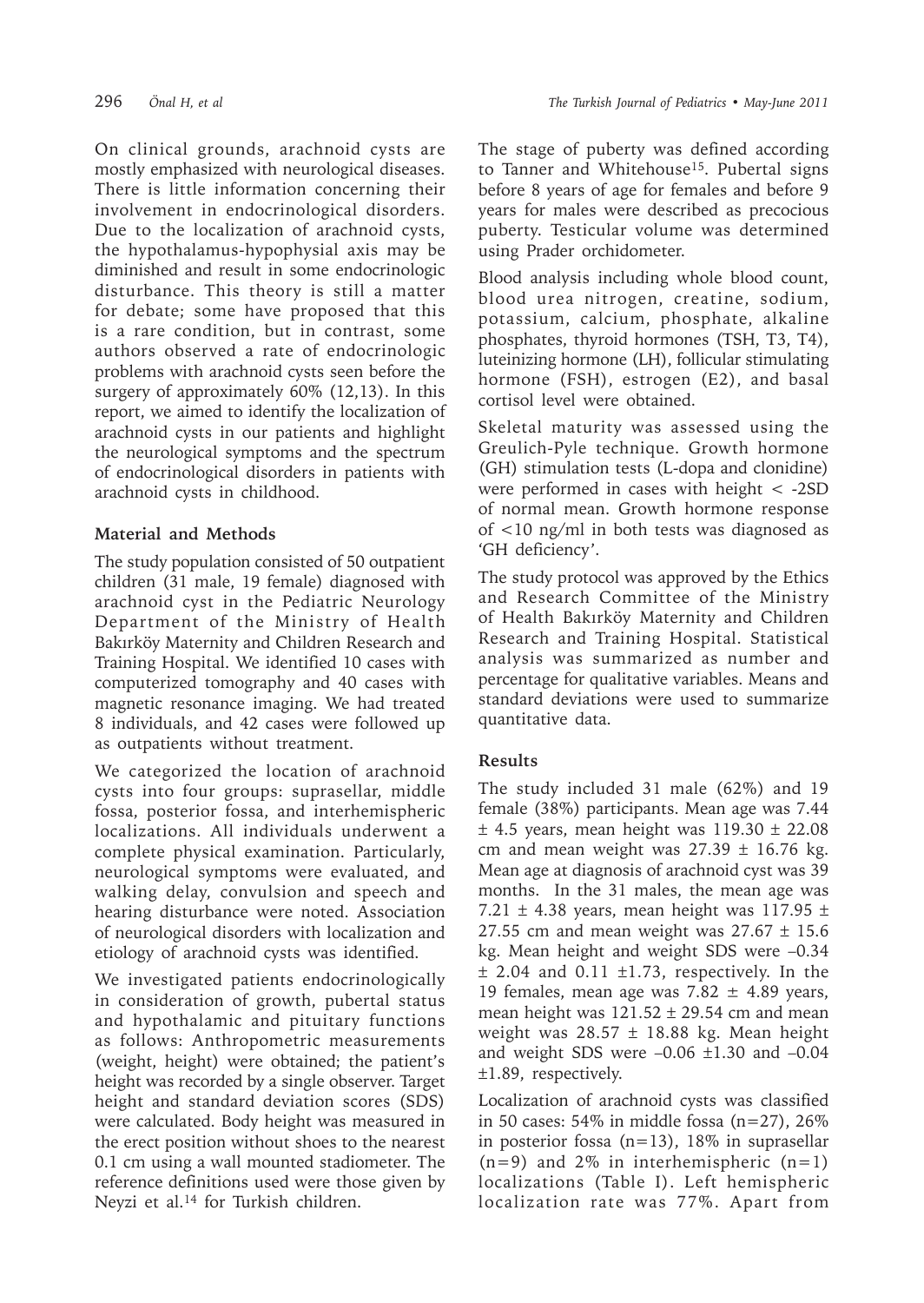On clinical grounds, arachnoid cysts are mostly emphasized with neurological diseases. There is little information concerning their involvement in endocrinological disorders. Due to the localization of arachnoid cysts, the hypothalamus-hypophysial axis may be diminished and result in some endocrinologic disturbance. This theory is still a matter for debate; some have proposed that this is a rare condition, but in contrast, some authors observed a rate of endocrinologic problems with arachnoid cysts seen before the surgery of approximately 60% (12,13). In this report, we aimed to identify the localization of arachnoid cysts in our patients and highlight the neurological symptoms and the spectrum of endocrinological disorders in patients with arachnoid cysts in childhood.

## Material and Methods

The study population consisted of 50 outpatient children (31 male, 19 female) diagnosed with arachnoid cyst in the Pediatric Neurology Department of the Ministry of Health Bakırköy Maternity and Children Research and Training Hospital. We identified 10 cases with computerized tomography and 40 cases with magnetic resonance imaging. We had treated 8 individuals, and 42 cases were followed up as outpatients without treatment.

We categorized the location of arachnoid cysts into four groups: suprasellar, middle fossa, posterior fossa, and interhemispheric localizations. All individuals underwent a complete physical examination. Particularly, neurological symptoms were evaluated, and walking delay, convulsion and speech and hearing disturbance were noted. Association of neurological disorders with localization and etiology of arachnoid cysts was identified.

We investigated patients endocrinologically in consideration of growth, pubertal status and hypothalamic and pituitary functions as follows: Anthropometric measurements (weight, height) were obtained; the patient's height was recorded by a single observer. Target height and standard deviation scores (SDS) were calculated. Body height was measured in the erect position without shoes to the nearest 0.1 cm using a wall mounted stadiometer. The reference definitions used were those given by Neyzi et al.[14] for Turkish children.

The stage of puberty was defined according to Tanner and Whitehouse[15]. Pubertal signs before 8 years of age for females and before 9 years for males were described as precocious puberty. Testicular volume was determined using Prader orchidometer.

Blood analysis including whole blood count, blood urea nitrogen, creatine, sodium, potassium, calcium, phosphate, alkaline phosphates, thyroid hormones (TSH, T3, T4), luteinizing hormone (LH), follicular stimulating hormone (FSH), estrogen (E2), and basal cortisol level were obtained.

Skeletal maturity was assessed using the Greulich-Pyle technique. Growth hormone (GH) stimulation tests (L-dopa and clonidine) were performed in cases with height < -2SD of normal mean. Growth hormone response of <10 ng/ml in both tests was diagnosed as 'GH deficiency'.

The study protocol was approved by the Ethics and Research Committee of the Ministry of Health Bakırköy Maternity and Children Research and Training Hospital. Statistical analysis was summarized as number and percentage for qualitative variables. Means and standard deviations were used to summarize quantitative data.

## Results

The study included 31 male (62%) and 19 female (38%) participants. Mean age was 7.44 ± 4.5 years, mean height was 119.30 ± 22.08 cm and mean weight was 27.39 ± 16.76 kg. Mean age at diagnosis of arachnoid cyst was 39 months. In the 31 males, the mean age was 7.21 ± 4.38 years, mean height was 117.95 ± 27.55 cm and mean weight was 27.67 ± 15.6 kg. Mean height and weight SDS were –0.34 ± 2.04 and 0.11 ±1.73, respectively. In the 19 females, mean age was 7.82 ± 4.89 years, mean height was 121.52 ± 29.54 cm and mean weight was 28.57 ± 18.88 kg. Mean height and weight SDS were –0.06 ±1.30 and –0.04 ±1.89, respectively.

Localization of arachnoid cysts was classified in 50 cases: 54% in middle fossa (n=27), 26% in posterior fossa (n=13), 18% in suprasellar (n=9) and 2% in interhemispheric (n=1) localizations (Table I). Left hemispheric localization rate was 77%. Apart from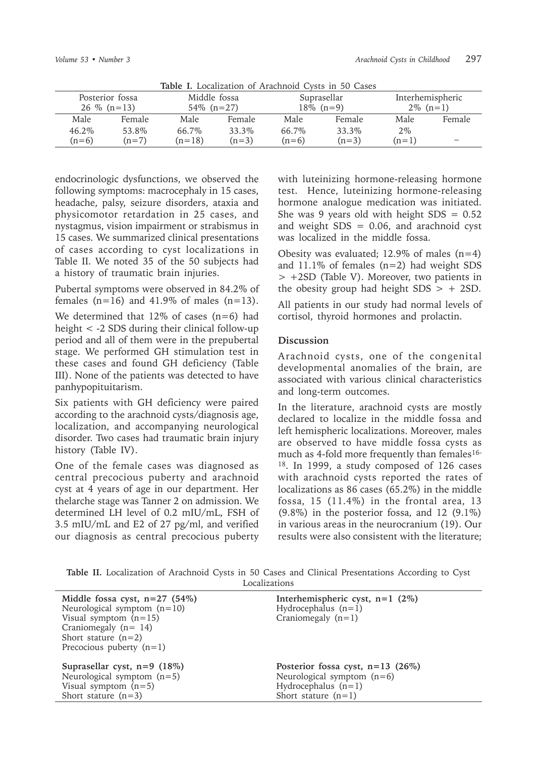**Table I.** Localization of Arachnoid Cysts in 50 Cases

| Posterior fossa 26 % (n=13) | | Middle fossa 54% (n=27) | | Suprasellar 18% (n=9) | | Interhemispheric 2% (n=1) | |
|---|---|---|---|---|---|---|---|
| Male | Female | Male | Female | Male | Female | Male | Female |
| 46.2% (n=6) | 53.8% (n=7) | 66.7% (n=18) | 33.3% (n=3) | 66.7% (n=6) | 33.3% (n=3) | 2% (n=1) | – |

endocrinologic dysfunctions, we observed the following symptoms: macrocephaly in 15 cases, headache, palsy, seizure disorders, ataxia and physicomotor retardation in 25 cases, and nystagmus, vision impairment or strabismus in 15 cases. We summarized clinical presentations of cases according to cyst localizations in Table II. We noted 35 of the 50 subjects had a history of traumatic brain injuries.

Pubertal symptoms were observed in 84.2% of females (n=16) and 41.9% of males (n=13).

We determined that 12% of cases (n=6) had height < -2 SDS during their clinical follow-up period and all of them were in the prepubertal stage. We performed GH stimulation test in these cases and found GH deficiency (Table III). None of the patients was detected to have panhypopituitarism.

Six patients with GH deficiency were paired according to the arachnoid cysts/diagnosis age, localization, and accompanying neurological disorder. Two cases had traumatic brain injury history (Table IV).

One of the female cases was diagnosed as central precocious puberty and arachnoid cyst at 4 years of age in our department. Her thelarche stage was Tanner 2 on admission. We determined LH level of 0.2 mIU/mL, FSH of 3.5 mIU/mL and E2 of 27 pg/ml, and verified our diagnosis as central precocious puberty with luteinizing hormone-releasing hormone test. Hence, luteinizing hormone-releasing hormone analogue medication was initiated. She was 9 years old with height SDS = 0.52 and weight SDS = 0.06, and arachnoid cyst was localized in the middle fossa.

Obesity was evaluated; 12.9% of males (n=4) and 11.1% of females (n=2) had weight SDS > +2SD (Table V). Moreover, two patients in the obesity group had height SDS > + 2SD.

All patients in our study had normal levels of cortisol, thyroid hormones and prolactin.

## Discussion

Arachnoid cysts, one of the congenital developmental anomalies of the brain, are associated with various clinical characteristics and long-term outcomes.

In the literature, arachnoid cysts are mostly declared to localize in the middle fossa and left hemispheric localizations. Moreover, males are observed to have middle fossa cysts as much as 4-fold more frequently than females[16-18]. In 1999, a study composed of 126 cases with arachnoid cysts reported the rates of localizations as 86 cases (65.2%) in the middle fossa, 15 (11.4%) in the frontal area, 13 (9.8%) in the posterior fossa, and 12 (9.1%) in various areas in the neurocranium (19). Our results were also consistent with the literature;

**Table II.** Localization of Arachnoid Cysts in 50 Cases and Clinical Presentations According to Cyst Localizations

| | |
|---|---|
| **Middle fossa cyst, n=27 (54%)**<br>Neurological symptom (n=10)<br>Visual symptom (n=15)<br>Craniomegaly (n= 14)<br>Short stature (n=2)<br>Precocious puberty (n=1) | **Interhemispheric cyst, n=1 (2%)**<br>Hydrocephalus (n=1)<br>Craniomegaly (n=1) |
| **Suprasellar cyst, n=9 (18%)**<br>Neurological symptom (n=5)<br>Visual symptom (n=5)<br>Short stature (n=3) | **Posterior fossa cyst, n=13 (26%)**<br>Neurological symptom (n=6)<br>Hydrocephalus (n=1)<br>Short stature (n=1) |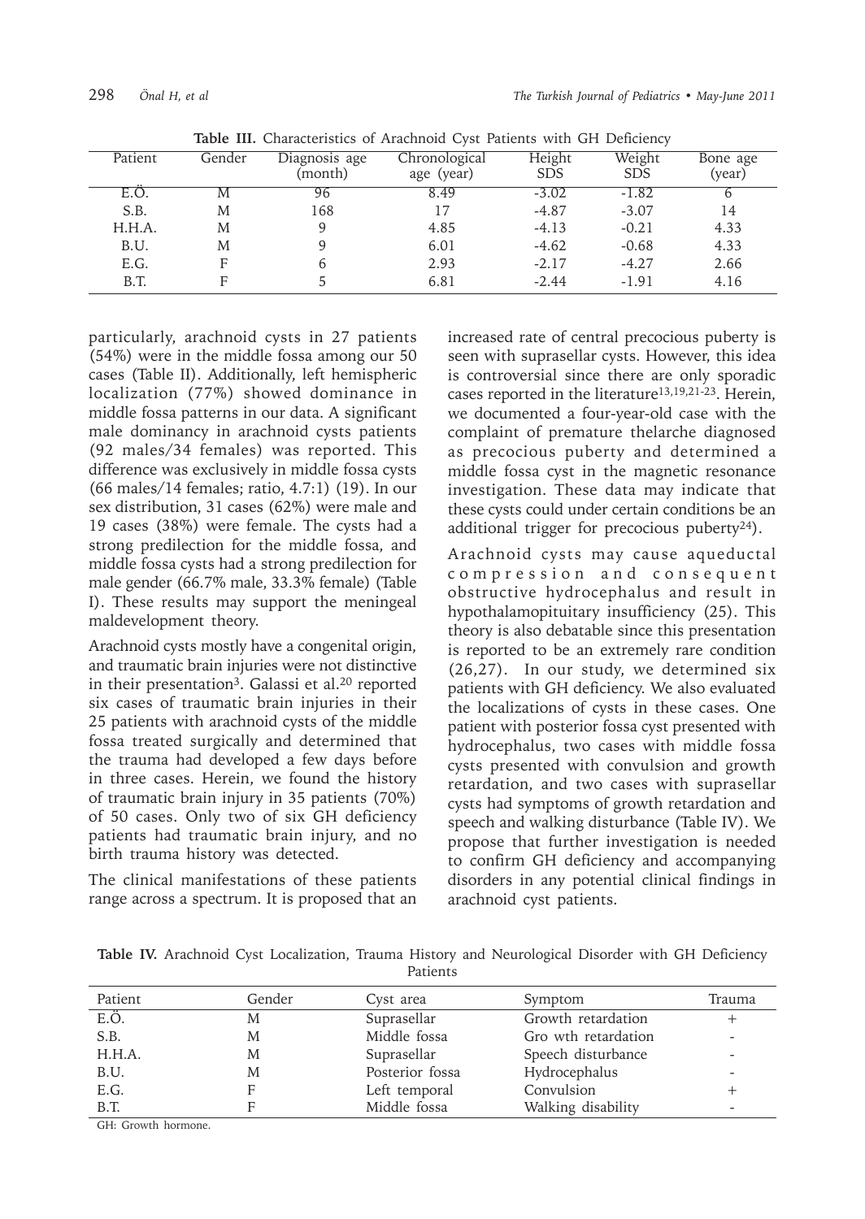**Table III.** Characteristics of Arachnoid Cyst Patients with GH Deficiency

| Patient | Gender | Diagnosis age (month) | Chronological age (year) | Height SDS | Weight SDS | Bone age (year) |
|---|---|---|---|---|---|---|
| E.Ö. | M | 96 | 8.49 | -3.02 | -1.82 | 6 |
| S.B. | M | 168 | 17 | -4.87 | -3.07 | 14 |
| H.H.A. | M | 9 | 4.85 | -4.13 | -0.21 | 4.33 |
| B.U. | M | 9 | 6.01 | -4.62 | -0.68 | 4.33 |
| E.G. | F | 6 | 2.93 | -2.17 | -4.27 | 2.66 |
| B.T. | F | 5 | 6.81 | -2.44 | -1.91 | 4.16 |

particularly, arachnoid cysts in 27 patients (54%) were in the middle fossa among our 50 cases (Table II). Additionally, left hemispheric localization (77%) showed dominance in middle fossa patterns in our data. A significant male dominancy in arachnoid cysts patients (92 males/34 females) was reported. This difference was exclusively in middle fossa cysts (66 males/14 females; ratio, 4.7:1) (19). In our sex distribution, 31 cases (62%) were male and 19 cases (38%) were female. The cysts had a strong predilection for the middle fossa, and middle fossa cysts had a strong predilection for male gender (66.7% male, 33.3% female) (Table I). These results may support the meningeal maldevelopment theory.

Arachnoid cysts mostly have a congenital origin, and traumatic brain injuries were not distinctive in their presentation[3]. Galassi et al.[20] reported six cases of traumatic brain injuries in their 25 patients with arachnoid cysts of the middle fossa treated surgically and determined that the trauma had developed a few days before in three cases. Herein, we found the history of traumatic brain injury in 35 patients (70%) of 50 cases. Only two of six GH deficiency patients had traumatic brain injury, and no birth trauma history was detected.

The clinical manifestations of these patients range across a spectrum. It is proposed that an increased rate of central precocious puberty is seen with suprasellar cysts. However, this idea is controversial since there are only sporadic cases reported in the literature[13,19,21-23]. Herein, we documented a four-year-old case with the complaint of premature thelarche diagnosed as precocious puberty and determined a middle fossa cyst in the magnetic resonance investigation. These data may indicate that these cysts could under certain conditions be an additional trigger for precocious puberty[24]).

Arachnoid cysts may cause aqueductal compression and consequent obstructive hydrocephalus and result in hypothalamopituitary insufficiency (25). This theory is also debatable since this presentation is reported to be an extremely rare condition (26,27). In our study, we determined six patients with GH deficiency. We also evaluated the localizations of cysts in these cases. One patient with posterior fossa cyst presented with hydrocephalus, two cases with middle fossa cysts presented with convulsion and growth retardation, and two cases with suprasellar cysts had symptoms of growth retardation and speech and walking disturbance (Table IV). We propose that further investigation is needed to confirm GH deficiency and accompanying disorders in any potential clinical findings in arachnoid cyst patients.

**Table IV.** Arachnoid Cyst Localization, Trauma History and Neurological Disorder with GH Deficiency Patients

| Patient | Gender | Cyst area | Symptom | Trauma |
|---|---|---|---|---|
| E.Ö. | M | Suprasellar | Growth retardation | + |
| S.B. | M | Middle fossa | Gro wth retardation | - |
| H.H.A. | M | Suprasellar | Speech disturbance | - |
| B.U. | M | Posterior fossa | Hydrocephalus | - |
| E.G. | F | Left temporal | Convulsion | + |
| B.T. | F | Middle fossa | Walking disability | - |

GH: Growth hormone.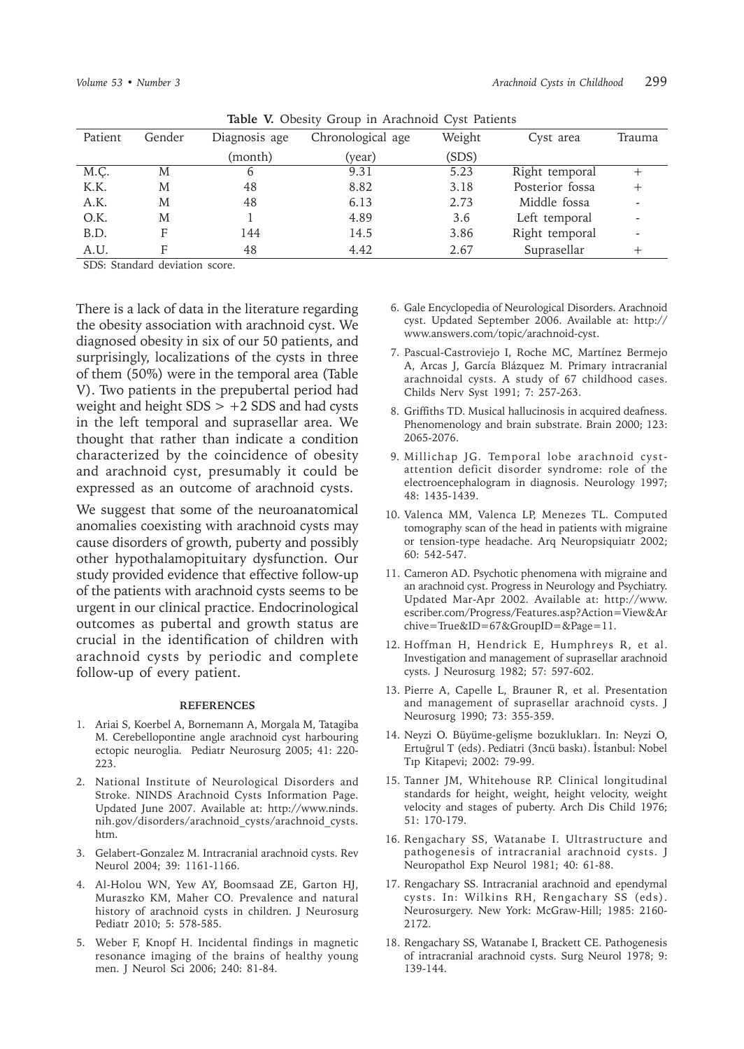**Table V.** Obesity Group in Arachnoid Cyst Patients

| Patient | Gender | Diagnosis age (month) | Chronological age (year) | Weight (SDS) | Cyst area | Trauma |
|---|---|---|---|---|---|---|
| M.Ç. | M | 6 | 9.31 | 5.23 | Right temporal | + |
| K.K. | M | 48 | 8.82 | 3.18 | Posterior fossa | + |
| A.K. | M | 48 | 6.13 | 2.73 | Middle fossa | - |
| O.K. | M | 1 | 4.89 | 3.6 | Left temporal | - |
| B.D. | F | 144 | 14.5 | 3.86 | Right temporal | - |
| A.U. | F | 48 | 4.42 | 2.67 | Suprasellar | + |

SDS: Standard deviation score.

There is a lack of data in the literature regarding the obesity association with arachnoid cyst. We diagnosed obesity in six of our 50 patients, and surprisingly, localizations of the cysts in three of them (50%) were in the temporal area (Table V). Two patients in the prepubertal period had weight and height SDS > +2 SDS and had cysts in the left temporal and suprasellar area. We thought that rather than indicate a condition characterized by the coincidence of obesity and arachnoid cyst, presumably it could be expressed as an outcome of arachnoid cysts.

We suggest that some of the neuroanatomical anomalies coexisting with arachnoid cysts may cause disorders of growth, puberty and possibly other hypothalamopituitary dysfunction. Our study provided evidence that effective follow-up of the patients with arachnoid cysts seems to be urgent in our clinical practice. Endocrinological outcomes as pubertal and growth status are crucial in the identification of children with arachnoid cysts by periodic and complete follow-up of every patient.

## REFERENCES

1. Ariai S, Koerbel A, Bornemann A, Morgala M, Tatagiba M. Cerebellopontine angle arachnoid cyst harbouring ectopic neuroglia. Pediatr Neurosurg 2005; 41: 220-223.
2. National Institute of Neurological Disorders and Stroke. NINDS Arachnoid Cysts Information Page. Updated June 2007. Available at: http://www.ninds.nih.gov/disorders/arachnoid_cysts/arachnoid_cysts.htm.
3. Gelabert-Gonzalez M. Intracranial arachnoid cysts. Rev Neurol 2004; 39: 1161-1166.
4. Al-Holou WN, Yew AY, Boomsaad ZE, Garton HJ, Muraszko KM, Maher CO. Prevalence and natural history of arachnoid cysts in children. J Neurosurg Pediatr 2010; 5: 578-585.
5. Weber F, Knopf H. Incidental findings in magnetic resonance imaging of the brains of healthy young men. J Neurol Sci 2006; 240: 81-84.
6. Gale Encyclopedia of Neurological Disorders. Arachnoid cyst. Updated September 2006. Available at: http://www.answers.com/topic/arachnoid-cyst.
7. Pascual-Castroviejo I, Roche MC, Martínez Bermejo A, Arcas J, García Blázquez M. Primary intracranial arachnoidal cysts. A study of 67 childhood cases. Childs Nerv Syst 1991; 7: 257-263.
8. Griffiths TD. Musical hallucinosis in acquired deafness. Phenomenology and brain substrate. Brain 2000; 123: 2065-2076.
9. Millichap JG. Temporal lobe arachnoid cyst-attention deficit disorder syndrome: role of the electroencephalogram in diagnosis. Neurology 1997; 48: 1435-1439.
10. Valenca MM, Valenca LP, Menezes TL. Computed tomography scan of the head in patients with migraine or tension-type headache. Arq Neuropsiquiatr 2002; 60: 542-547.
11. Cameron AD. Psychotic phenomena with migraine and an arachnoid cyst. Progress in Neurology and Psychiatry. Updated Mar-Apr 2002. Available at: http://www.escriber.com/Progress/Features.asp?Action=View&Archive=True&ID=67&GroupID=&Page=11.
12. Hoffman H, Hendrick E, Humphreys R, et al. Investigation and management of suprasellar arachnoid cysts. J Neurosurg 1982; 57: 597-602.
13. Pierre A, Capelle L, Brauner R, et al. Presentation and management of suprasellar arachnoid cysts. J Neurosurg 1990; 73: 355-359.
14. Neyzi O. Büyüme-gelişme bozuklukları. In: Neyzi O, Ertuğrul T (eds). Pediatri (3ncü baskı). İstanbul: Nobel Tıp Kitapevi; 2002: 79-99.
15. Tanner JM, Whitehouse RP. Clinical longitudinal standards for height, weight, height velocity, weight velocity and stages of puberty. Arch Dis Child 1976; 51: 170-179.
16. Rengachary SS, Watanabe I. Ultrastructure and pathogenesis of intracranial arachnoid cysts. J Neuropathol Exp Neurol 1981; 40: 61-88.
17. Rengachary SS. Intracranial arachnoid and ependymal cysts. In: Wilkins RH, Rengachary SS (eds). Neurosurgery. New York: McGraw-Hill; 1985: 2160-2172.
18. Rengachary SS, Watanabe I, Brackett CE. Pathogenesis of intracranial arachnoid cysts. Surg Neurol 1978; 9: 139-144.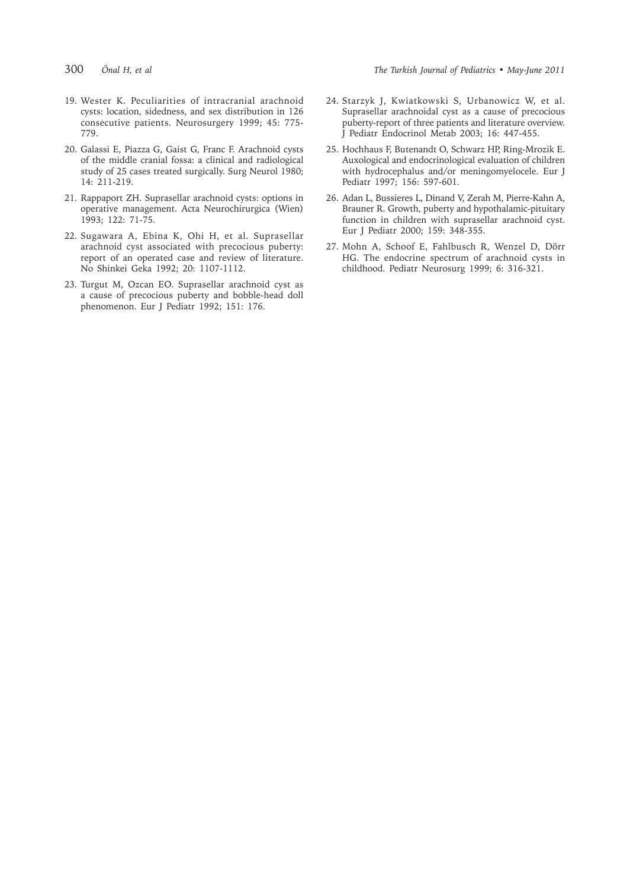19. Wester K. Peculiarities of intracranial arachnoid cysts: location, sidedness, and sex distribution in 126 consecutive patients. Neurosurgery 1999; 45: 775-779.
20. Galassi E, Piazza G, Gaist G, Franc F. Arachnoid cysts of the middle cranial fossa: a clinical and radiological study of 25 cases treated surgically. Surg Neurol 1980; 14: 211-219.
21. Rappaport ZH. Suprasellar arachnoid cysts: options in operative management. Acta Neurochirurgica (Wien) 1993; 122: 71-75.
22. Sugawara A, Ebina K, Ohi H, et al. Suprasellar arachnoid cyst associated with precocious puberty: report of an operated case and review of literature. No Shinkei Geka 1992; 20: 1107-1112.
23. Turgut M, Ozcan EO. Suprasellar arachnoid cyst as a cause of precocious puberty and bobble-head doll phenomenon. Eur J Pediatr 1992; 151: 176.
24. Starzyk J, Kwiatkowski S, Urbanowicz W, et al. Suprasellar arachnoidal cyst as a cause of precocious puberty-report of three patients and literature overview. J Pediatr Endocrinol Metab 2003; 16: 447-455.
25. Hochhaus F, Butenandt O, Schwarz HP, Ring-Mrozik E. Auxological and endocrinological evaluation of children with hydrocephalus and/or meningomyelocele. Eur J Pediatr 1997; 156: 597-601.
26. Adan L, Bussieres L, Dinand V, Zerah M, Pierre-Kahn A, Brauner R. Growth, puberty and hypothalamic-pituitary function in children with suprasellar arachnoid cyst. Eur J Pediatr 2000; 159: 348-355.
27. Mohn A, Schoof E, Fahlbusch R, Wenzel D, Dörr HG. The endocrine spectrum of arachnoid cysts in childhood. Pediatr Neurosurg 1999; 6: 316-321.